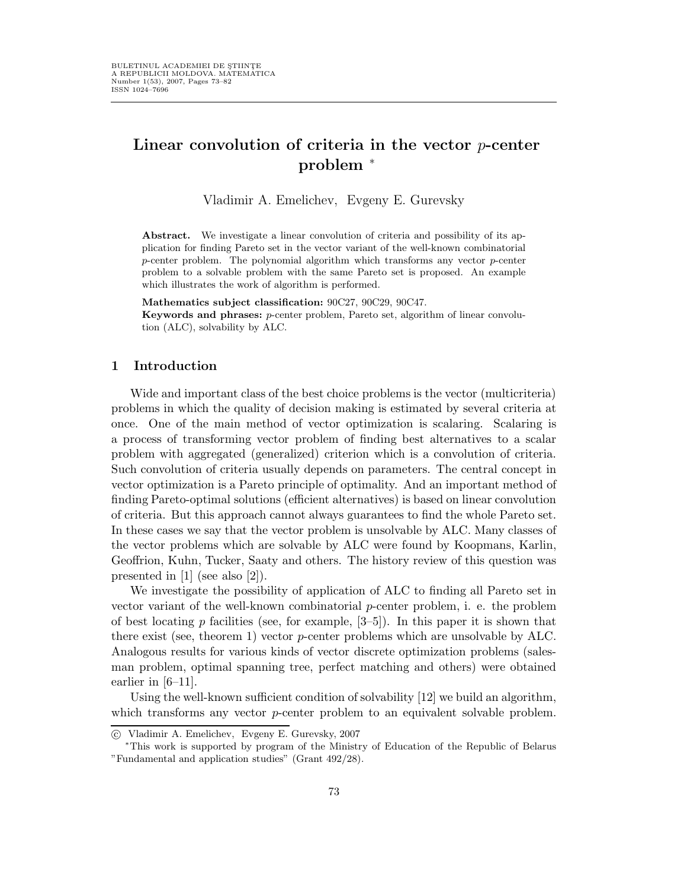# Linear convolution of criteria in the vector $p$-center problem *

Vladimir A. Emelichev, Evgeny E. Gurevsky

**Abstract.** We investigate a linear convolution of criteria and possibility of its application for finding Pareto set in the vector variant of the well-known combinatorial $p$-center problem. The polynomial algorithm which transforms any vector $p$-center problem to a solvable problem with the same Pareto set is proposed. An example which illustrates the work of algorithm is performed.

**Mathematics subject classification:** 90C27, 90C29, 90C47.

**Keywords and phrases:** $p$-center problem, Pareto set, algorithm of linear convolution (ALC), solvability by ALC.

## 1 Introduction

Wide and important class of the best choice problems is the vector (multicriteria) problems in which the quality of decision making is estimated by several criteria at once. One of the main method of vector optimization is scalaring. Scalaring is a process of transforming vector problem of finding best alternatives to a scalar problem with aggregated (generalized) criterion which is a convolution of criteria. Such convolution of criteria usually depends on parameters. The central concept in vector optimization is a Pareto principle of optimality. And an important method of finding Pareto-optimal solutions (efficient alternatives) is based on linear convolution of criteria. But this approach cannot always guarantees to find the whole Pareto set. In these cases we say that the vector problem is unsolvable by ALC. Many classes of the vector problems which are solvable by ALC were found by Koopmans, Karlin, Geoffrion, Kuhn, Tucker, Saaty and others. The history review of this question was presented in [1] (see also [2]).

We investigate the possibility of application of ALC to finding all Pareto set in vector variant of the well-known combinatorial $p$-center problem, i. e. the problem of best locating $p$ facilities (see, for example, [3–5]). In this paper it is shown that there exist (see, theorem 1) vector $p$-center problems which are unsolvable by ALC. Analogous results for various kinds of vector discrete optimization problems (salesman problem, optimal spanning tree, perfect matching and others) were obtained earlier in [6–11].

Using the well-known sufficient condition of solvability [12] we build an algorithm, which transforms any vector $p$-center problem to an equivalent solvable problem.

---

© Vladimir A. Emelichev, Evgeny E. Gurevsky, 2007

*This work is supported by program of the Ministry of Education of the Republic of Belarus "Fundamental and application studies" (Grant 492/28).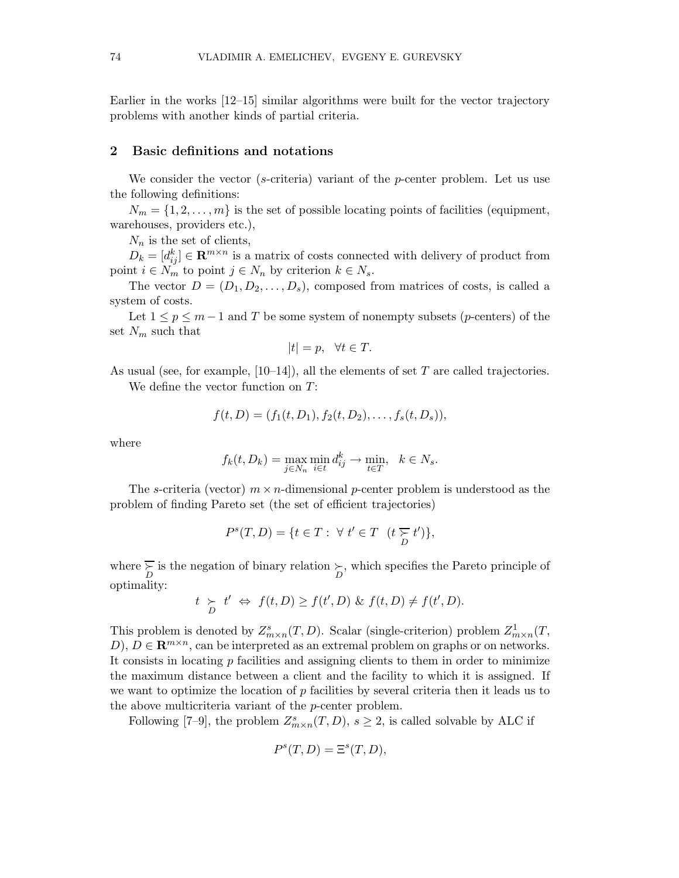Earlier in the works [12–15] similar algorithms were built for the vector trajectory problems with another kinds of partial criteria.

## 2 Basic definitions and notations

We consider the vector ($s$-criteria) variant of the $p$-center problem. Let us use the following definitions:

$N_m = \{1, 2, \dots, m\}$ is the set of possible locating points of facilities (equipment, warehouses, providers etc.),

$N_n$ is the set of clients,

$D_k = [d_{ij}^k] \in \mathbf{R}^{m \times n}$ is a matrix of costs connected with delivery of product from point $i \in N_m$ to point $j \in N_n$ by criterion $k \in N_s$.

The vector $D = (D_1, D_2, \dots, D_s)$, composed from matrices of costs, is called a system of costs.

Let $1 \leq p \leq m - 1$ and $T$ be some system of nonempty subsets ($p$-centers) of the set $N_m$ such that

$$|t| = p, \quad \forall t \in T.$$

As usual (see, for example, [10–14]), all the elements of set $T$ are called trajectories.

We define the vector function on $T$:

$$f(t, D) = (f_1(t, D_1), f_2(t, D_2), \dots, f_s(t, D_s)),$$

where

$$f_k(t, D_k) = \max_{j \in N_n} \min_{i \in t} d_{ij}^k \rightarrow \min_{t \in T}, \quad k \in N_s.$$

The $s$-criteria (vector) $m \times n$-dimensional $p$-center problem is understood as the problem of finding Pareto set (the set of efficient trajectories)

$$P^s(T, D) = \{t \in T : \ \forall\, t' \in T \ \ (t \ \overline{\underset{D}{\succ}}\ t')\},$$

where $\overline{\underset{D}{\succ}}$ is the negation of binary relation $\underset{D}{\succ}$, which specifies the Pareto principle of optimality:

$$t \underset{D}{\succ} t' \ \Leftrightarrow \ f(t, D) \geq f(t', D) \ \& \ f(t, D) \neq f(t', D).$$

This problem is denoted by $Z_{m \times n}^s(T, D)$. Scalar (single-criterion) problem $Z_{m \times n}^1(T, D)$, $D \in \mathbf{R}^{m \times n}$, can be interpreted as an extremal problem on graphs or on networks. It consists in locating $p$ facilities and assigning clients to them in order to minimize the maximum distance between a client and the facility to which it is assigned. If we want to optimize the location of $p$ facilities by several criteria then it leads us to the above multicriteria variant of the $p$-center problem.

Following [7–9], the problem $Z_{m \times n}^s(T, D)$, $s \geq 2$, is called solvable by ALC if

$$P^s(T, D) = \Xi^s(T, D),$$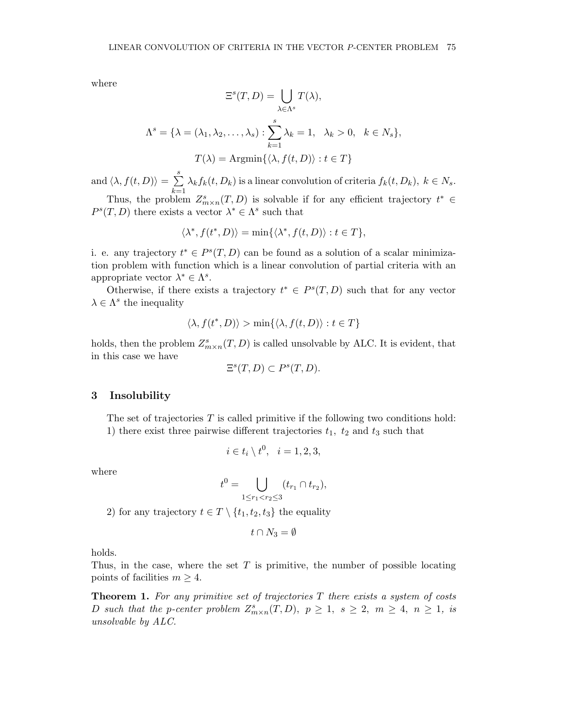where

$$\Xi^s(T, D) = \bigcup_{\lambda \in \Lambda^s} T(\lambda),$$

$$\Lambda^s = \{\lambda = (\lambda_1, \lambda_2, \ldots, \lambda_s) : \sum_{k=1}^{s} \lambda_k = 1, \quad \lambda_k > 0, \quad k \in N_s\},$$

$$T(\lambda) = \text{Argmin}\{\langle \lambda, f(t, D) \rangle : t \in T\}$$

and $\langle \lambda, f(t, D) \rangle = \sum\limits_{k=1}^{s} \lambda_k f_k(t, D_k)$ is a linear convolution of criteria $f_k(t, D_k),\ k \in N_s$.

Thus, the problem $Z^s_{m \times n}(T, D)$ is solvable if for any efficient trajectory $t^* \in P^s(T, D)$ there exists a vector $\lambda^* \in \Lambda^s$ such that

$$\langle \lambda^*, f(t^*, D) \rangle = \min\{\langle \lambda^*, f(t, D) \rangle : t \in T\},$$

i. e. any trajectory $t^* \in P^s(T, D)$ can be found as a solution of a scalar minimization problem with function which is a linear convolution of partial criteria with an appropriate vector $\lambda^* \in \Lambda^s$.

Otherwise, if there exists a trajectory $t^* \in P^s(T, D)$ such that for any vector $\lambda \in \Lambda^s$ the inequality

$$\langle \lambda, f(t^*, D) \rangle > \min\{\langle \lambda, f(t, D) \rangle : t \in T\}$$

holds, then the problem $Z^s_{m \times n}(T, D)$ is called unsolvable by ALC. It is evident, that in this case we have

$$\Xi^s(T, D) \subset P^s(T, D).$$

## 3 Insolubility

The set of trajectories $T$ is called primitive if the following two conditions hold:
1) there exist three pairwise different trajectories $t_1,\ t_2$ and $t_3$ such that

$$i \in t_i \setminus t^0, \quad i = 1, 2, 3,$$

where

$$t^0 = \bigcup_{1 \le r_1 < r_2 \le 3} (t_{r_1} \cap t_{r_2}),$$

2) for any trajectory $t \in T \setminus \{t_1, t_2, t_3\}$ the equality

$$t \cap N_3 = \emptyset$$

holds.
Thus, in the case, where the set $T$ is primitive, the number of possible locating points of facilities $m \ge 4$.

**Theorem 1.** *For any primitive set of trajectories $T$ there exists a system of costs $D$ such that the p-center problem $Z^s_{m \times n}(T, D),\ p \ge 1,\ s \ge 2,\ m \ge 4,\ n \ge 1,$ is unsolvable by ALC.*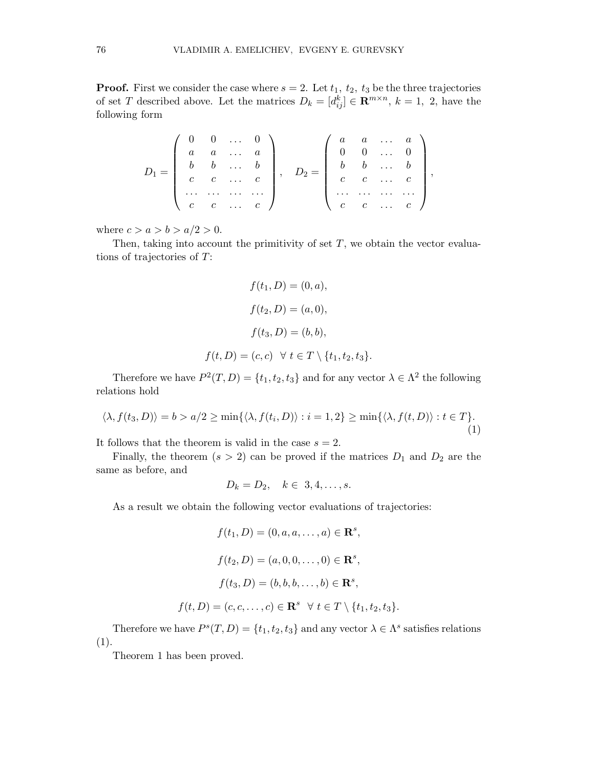**Proof.** First we consider the case where $s = 2$. Let $t_1,\ t_2,\ t_3$ be the three trajectories of set $T$ described above. Let the matrices $D_k = [d_{ij}^k] \in \mathbf{R}^{m\times n}$, $k = 1,\ 2$, have the following form

$$
D_1 = \begin{pmatrix} 0 & 0 & \dots & 0 \\ a & a & \dots & a \\ b & b & \dots & b \\ c & c & \dots & c \\ \dots & \dots & \dots & \dots \\ c & c & \dots & c \end{pmatrix}, \quad D_2 = \begin{pmatrix} a & a & \dots & a \\ 0 & 0 & \dots & 0 \\ b & b & \dots & b \\ c & c & \dots & c \\ \dots & \dots & \dots & \dots \\ c & c & \dots & c \end{pmatrix},
$$

where $c > a > b > a/2 > 0$.

Then, taking into account the primitivity of set $T$, we obtain the vector evaluations of trajectories of $T$:

$$
f(t_1, D) = (0, a),
$$

$$
f(t_2, D) = (a, 0),
$$

$$
f(t_3, D) = (b, b),
$$

$$
f(t, D) = (c, c) \quad \forall\ t \in T \setminus \{t_1, t_2, t_3\}.
$$

Therefore we have $P^2(T, D) = \{t_1, t_2, t_3\}$ and for any vector $\lambda \in \Lambda^2$ the following relations hold

$$
\langle \lambda, f(t_3, D) \rangle = b > a/2 \geq \min\{\langle \lambda, f(t_i, D) \rangle : i = 1, 2\} \geq \min\{\langle \lambda, f(t, D) \rangle : t \in T\}. \tag{1}
$$

It follows that the theorem is valid in the case $s = 2$.

Finally, the theorem ($s > 2$) can be proved if the matrices $D_1$ and $D_2$ are the same as before, and

$$
D_k = D_2, \quad k \in\ 3, 4, \dots, s.
$$

As a result we obtain the following vector evaluations of trajectories:

$$
f(t_1, D) = (0, a, a, \dots, a) \in \mathbf{R}^s,
$$

$$
f(t_2, D) = (a, 0, 0, \dots, 0) \in \mathbf{R}^s,
$$

$$
f(t_3, D) = (b, b, b, \dots, b) \in \mathbf{R}^s,
$$

$$
f(t, D) = (c, c, \dots, c) \in \mathbf{R}^s \quad \forall\ t \in T \setminus \{t_1, t_2, t_3\}.
$$

Therefore we have $P^s(T, D) = \{t_1, t_2, t_3\}$ and any vector $\lambda \in \Lambda^s$ satisfies relations (1).

Theorem 1 has been proved.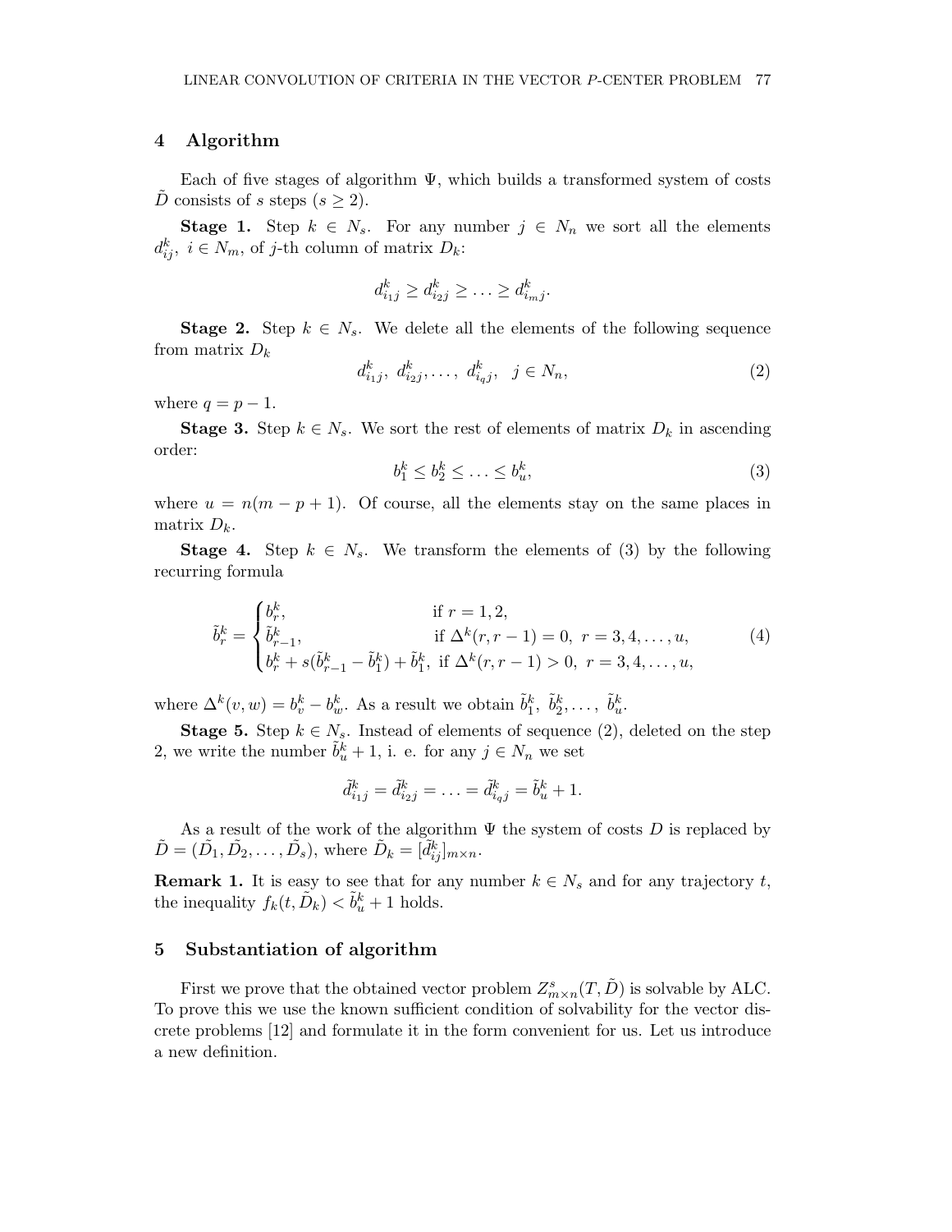## 4 Algorithm

Each of five stages of algorithm $\Psi$, which builds a transformed system of costs $\tilde{D}$ consists of $s$ steps ($s \geq 2$).

**Stage 1.** Step $k \in N_s$. For any number $j \in N_n$ we sort all the elements $d^k_{ij},\ i \in N_m$, of $j$-th column of matrix $D_k$:

$$d^k_{i_1 j} \geq d^k_{i_2 j} \geq \ldots \geq d^k_{i_m j}.$$

**Stage 2.** Step $k \in N_s$. We delete all the elements of the following sequence from matrix $D_k$

$$d^k_{i_1 j},\ d^k_{i_2 j}, \ldots,\ d^k_{i_q j}, \quad j \in N_n, \tag{2}$$

where $q = p - 1$.

**Stage 3.** Step $k \in N_s$. We sort the rest of elements of matrix $D_k$ in ascending order:

$$b^k_1 \leq b^k_2 \leq \ldots \leq b^k_u, \tag{3}$$

where $u = n(m - p + 1)$. Of course, all the elements stay on the same places in matrix $D_k$.

**Stage 4.** Step $k \in N_s$. We transform the elements of (3) by the following recurring formula

$$\tilde{b}^k_r = \begin{cases} b^k_r, & \text{if } r = 1, 2, \\ \tilde{b}^k_{r-1}, & \text{if } \Delta^k(r, r-1) = 0,\ r = 3, 4, \ldots, u, \\ b^k_r + s(\tilde{b}^k_{r-1} - \tilde{b}^k_1) + \tilde{b}^k_1, & \text{if } \Delta^k(r, r-1) > 0,\ r = 3, 4, \ldots, u, \end{cases} \tag{4}$$

where $\Delta^k(v, w) = b^k_v - b^k_w$. As a result we obtain $\tilde{b}^k_1,\ \tilde{b}^k_2, \ldots,\ \tilde{b}^k_u$.

**Stage 5.** Step $k \in N_s$. Instead of elements of sequence (2), deleted on the step 2, we write the number $\tilde{b}^k_u + 1$, i. e. for any $j \in N_n$ we set

$$\tilde{d}^k_{i_1 j} = \tilde{d}^k_{i_2 j} = \ldots = \tilde{d}^k_{i_q j} = \tilde{b}^k_u + 1.$$

As a result of the work of the algorithm $\Psi$ the system of costs $D$ is replaced by $\tilde{D} = (\tilde{D}_1, \tilde{D}_2, \ldots, \tilde{D}_s)$, where $\tilde{D}_k = [\tilde{d}^k_{ij}]_{m \times n}$.

**Remark 1.** It is easy to see that for any number $k \in N_s$ and for any trajectory $t$, the inequality $f_k(t, \tilde{D}_k) < \tilde{b}^k_u + 1$ holds.

## 5 Substantiation of algorithm

First we prove that the obtained vector problem $Z^s_{m \times n}(T, \tilde{D})$ is solvable by ALC. To prove this we use the known sufficient condition of solvability for the vector discrete problems [12] and formulate it in the form convenient for us. Let us introduce a new definition.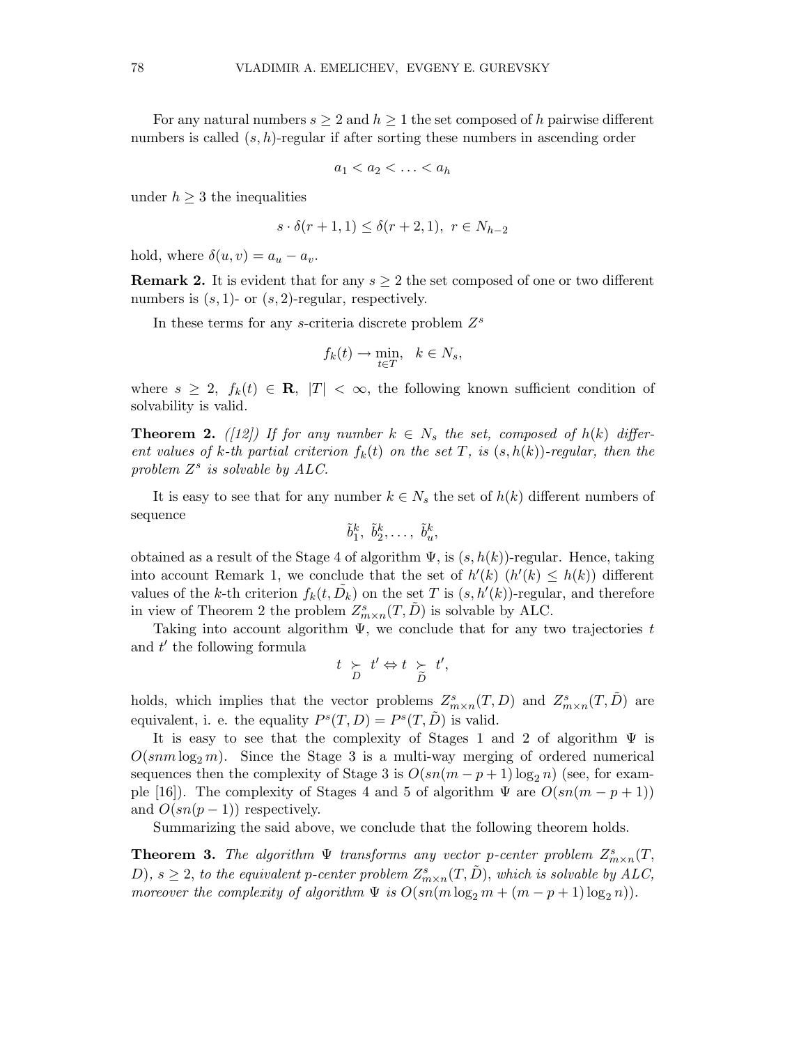For any natural numbers $s \geq 2$ and $h \geq 1$ the set composed of $h$ pairwise different numbers is called $(s, h)$-regular if after sorting these numbers in ascending order

$$a_1 < a_2 < \ldots < a_h$$

under $h \geq 3$ the inequalities

$$s \cdot \delta(r+1, 1) \leq \delta(r+2, 1), \; r \in N_{h-2}$$

hold, where $\delta(u, v) = a_u - a_v$.

**Remark 2.** It is evident that for any $s \geq 2$ the set composed of one or two different numbers is $(s, 1)$- or $(s, 2)$-regular, respectively.

In these terms for any $s$-criteria discrete problem $Z^s$

$$f_k(t) \to \min_{t \in T}, \quad k \in N_s,$$

where $s \geq 2, \; f_k(t) \in \mathbf{R}, \; |T| < \infty$, the following known sufficient condition of solvability is valid.

**Theorem 2.** *([12]) If for any number $k \in N_s$ the set, composed of $h(k)$ different values of $k$-th partial criterion $f_k(t)$ on the set $T$, is $(s, h(k))$-regular, then the problem $Z^s$ is solvable by ALC.*

It is easy to see that for any number $k \in N_s$ the set of $h(k)$ different numbers of sequence

$$\tilde{b}_1^k, \; \tilde{b}_2^k, \ldots, \; \tilde{b}_u^k,$$

obtained as a result of the Stage 4 of algorithm $\Psi$, is $(s, h(k))$-regular. Hence, taking into account Remark 1, we conclude that the set of $h'(k)$ $(h'(k) \leq h(k))$ different values of the $k$-th criterion $f_k(t, \tilde{D_k})$ on the set $T$ is $(s, h'(k))$-regular, and therefore in view of Theorem 2 the problem $Z^s_{m \times n}(T, \tilde{D})$ is solvable by ALC.

Taking into account algorithm $\Psi$, we conclude that for any two trajectories $t$ and $t'$ the following formula

$$t \underset{D}{\succ} t' \Leftrightarrow t \underset{\tilde{D}}{\succ} t',$$

holds, which implies that the vector problems $Z^s_{m \times n}(T, D)$ and $Z^s_{m \times n}(T, \tilde{D})$ are equivalent, i. e. the equality $P^s(T, D) = P^s(T, \tilde{D})$ is valid.

It is easy to see that the complexity of Stages 1 and 2 of algorithm $\Psi$ is $O(snm \log_2 m)$. Since the Stage 3 is a multi-way merging of ordered numerical sequences then the complexity of Stage 3 is $O(sn(m-p+1) \log_2 n)$ (see, for example [16]). The complexity of Stages 4 and 5 of algorithm $\Psi$ are $O(sn(m-p+1))$ and $O(sn(p-1))$ respectively.

Summarizing the said above, we conclude that the following theorem holds.

**Theorem 3.** *The algorithm $\Psi$ transforms any vector $p$-center problem $Z^s_{m \times n}(T, D)$, $s \geq 2$, to the equivalent $p$-center problem $Z^s_{m \times n}(T, \tilde{D})$, which is solvable by ALC, moreover the complexity of algorithm $\Psi$ is $O(sn(m \log_2 m + (m-p+1) \log_2 n))$.*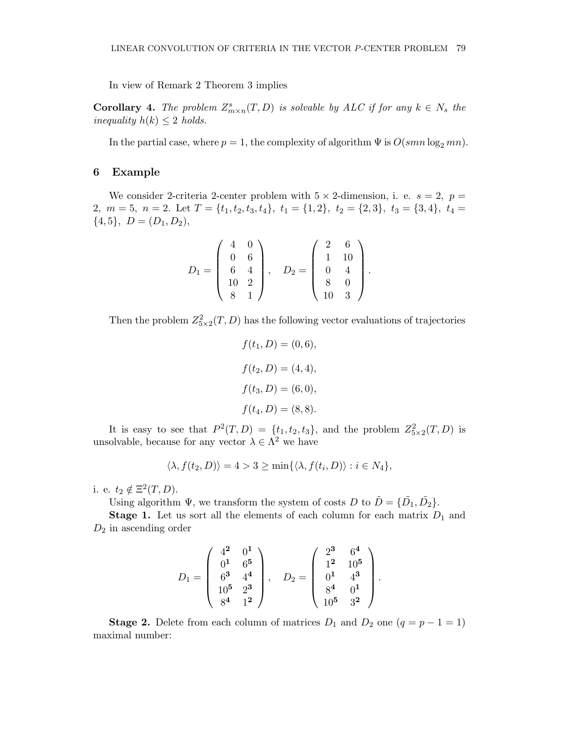In view of Remark 2 Theorem 3 implies

**Corollary 4.** *The problem $Z^s_{m\times n}(T,D)$ is solvable by ALC if for any $k \in N_s$ the inequality $h(k) \leq 2$ holds.*

In the partial case, where $p = 1$, the complexity of algorithm $\Psi$ is $O(smn \log_2 mn)$.

## 6 Example

We consider 2-criteria 2-center problem with $5 \times 2$-dimension, i. e. $s = 2,\ p = 2,\ m = 5,\ n = 2$. Let $T = \{t_1, t_2, t_3, t_4\},\ t_1 = \{1, 2\},\ t_2 = \{2, 3\},\ t_3 = \{3, 4\},\ t_4 = \{4, 5\},\ D = (D_1, D_2)$,

$$D_1 = \begin{pmatrix} 4 & 0 \\ 0 & 6 \\ 6 & 4 \\ 10 & 2 \\ 8 & 1 \end{pmatrix}, \quad D_2 = \begin{pmatrix} 2 & 6 \\ 1 & 10 \\ 0 & 4 \\ 8 & 0 \\ 10 & 3 \end{pmatrix}.$$

Then the problem $Z^2_{5\times 2}(T,D)$ has the following vector evaluations of trajectories

$$f(t_1, D) = (0, 6),$$

$$f(t_2, D) = (4, 4),$$

$$f(t_3, D) = (6, 0),$$

$$f(t_4, D) = (8, 8).$$

It is easy to see that $P^2(T,D) = \{t_1, t_2, t_3\}$, and the problem $Z^2_{5\times 2}(T,D)$ is unsolvable, because for any vector $\lambda \in \Lambda^2$ we have

$$\langle \lambda, f(t_2, D)\rangle = 4 > 3 \geq \min\{\langle \lambda, f(t_i, D)\rangle : i \in N_4\},$$

i. e. $t_2 \notin \Xi^2(T,D)$.

Using algorithm $\Psi$, we transform the system of costs $D$ to $\tilde{D} = \{\tilde{D_1}, \tilde{D_2}\}$.

**Stage 1.** Let us sort all the elements of each column for each matrix $D_1$ and $D_2$ in ascending order

$$D_1 = \begin{pmatrix} 4^{\mathbf{2}} & 0^{\mathbf{1}} \\ 0^{\mathbf{1}} & 6^{\mathbf{5}} \\ 6^{\mathbf{3}} & 4^{\mathbf{4}} \\ 10^{\mathbf{5}} & 2^{\mathbf{3}} \\ 8^{\mathbf{4}} & 1^{\mathbf{2}} \end{pmatrix}, \quad D_2 = \begin{pmatrix} 2^{\mathbf{3}} & 6^{\mathbf{4}} \\ 1^{\mathbf{2}} & 10^{\mathbf{5}} \\ 0^{\mathbf{1}} & 4^{\mathbf{3}} \\ 8^{\mathbf{4}} & 0^{\mathbf{1}} \\ 10^{\mathbf{5}} & 3^{\mathbf{2}} \end{pmatrix}.$$

**Stage 2.** Delete from each column of matrices $D_1$ and $D_2$ one ($q = p - 1 = 1$) maximal number: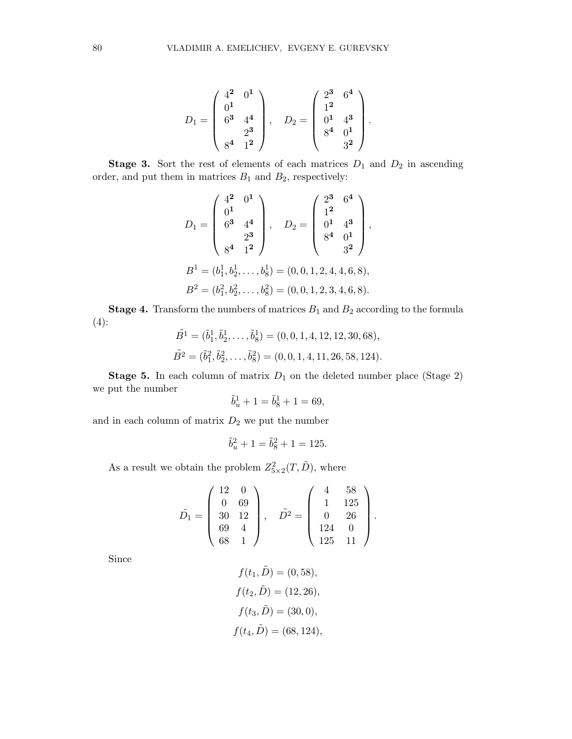$$D_1 = \begin{pmatrix} 4^{\mathbf{2}} & 0^{\mathbf{1}} \\ 0^{\mathbf{1}} & \\ 6^{\mathbf{3}} & 4^{\mathbf{4}} \\ & 2^{\mathbf{3}} \\ 8^{\mathbf{4}} & 1^{\mathbf{2}} \end{pmatrix}, \quad D_2 = \begin{pmatrix} 2^{\mathbf{3}} & 6^{\mathbf{4}} \\ 1^{\mathbf{2}} & \\ 0^{\mathbf{1}} & 4^{\mathbf{3}} \\ 8^{\mathbf{4}} & 0^{\mathbf{1}} \\ & 3^{\mathbf{2}} \end{pmatrix}.$$

**Stage 3.** Sort the rest of elements of each matrices $D_1$ and $D_2$ in ascending order, and put them in matrices $B_1$ and $B_2$, respectively:

$$D_1 = \begin{pmatrix} 4^{\mathbf{2}} & 0^{\mathbf{1}} \\ 0^{\mathbf{1}} & \\ 6^{\mathbf{3}} & 4^{\mathbf{4}} \\ & 2^{\mathbf{3}} \\ 8^{\mathbf{4}} & 1^{\mathbf{2}} \end{pmatrix}, \quad D_2 = \begin{pmatrix} 2^{\mathbf{3}} & 6^{\mathbf{4}} \\ 1^{\mathbf{2}} & \\ 0^{\mathbf{1}} & 4^{\mathbf{3}} \\ 8^{\mathbf{4}} & 0^{\mathbf{1}} \\ & 3^{\mathbf{2}} \end{pmatrix},$$

$$B^1 = (b_1^1, b_2^1, \dots, b_8^1) = (0, 0, 1, 2, 4, 4, 6, 8),$$

$$B^2 = (b_1^2, b_2^2, \dots, b_8^2) = (0, 0, 1, 2, 3, 4, 6, 8).$$

**Stage 4.** Transform the numbers of matrices $B_1$ and $B_2$ according to the formula (4):

$$\tilde{B^1} = (\tilde{b}_1^1, \tilde{b}_2^1, \dots, \tilde{b}_8^1) = (0, 0, 1, 4, 12, 12, 30, 68),$$

$$\tilde{B^2} = (\tilde{b}_1^2, \tilde{b}_2^2, \dots, \tilde{b}_8^2) = (0, 0, 1, 4, 11, 26, 58, 124).$$

**Stage 5.** In each column of matrix $D_1$ on the deleted number place (Stage 2) we put the number

$$\tilde{b}_u^1 + 1 = \tilde{b}_8^1 + 1 = 69,$$

and in each column of matrix $D_2$ we put the number

$$\tilde{b}_u^2 + 1 = \tilde{b}_8^2 + 1 = 125.$$

As a result we obtain the problem $Z^2_{5\times 2}(T, \tilde{D})$, where

$$\tilde{D_1} = \begin{pmatrix} 12 & 0 \\ 0 & 69 \\ 30 & 12 \\ 69 & 4 \\ 68 & 1 \end{pmatrix}, \quad \tilde{D^2} = \begin{pmatrix} 4 & 58 \\ 1 & 125 \\ 0 & 26 \\ 124 & 0 \\ 125 & 11 \end{pmatrix}.$$

Since

$$f(t_1, \tilde{D}) = (0, 58),$$

$$f(t_2, \tilde{D}) = (12, 26),$$

$$f(t_3, \tilde{D}) = (30, 0),$$

$$f(t_4, \tilde{D}) = (68, 124),$$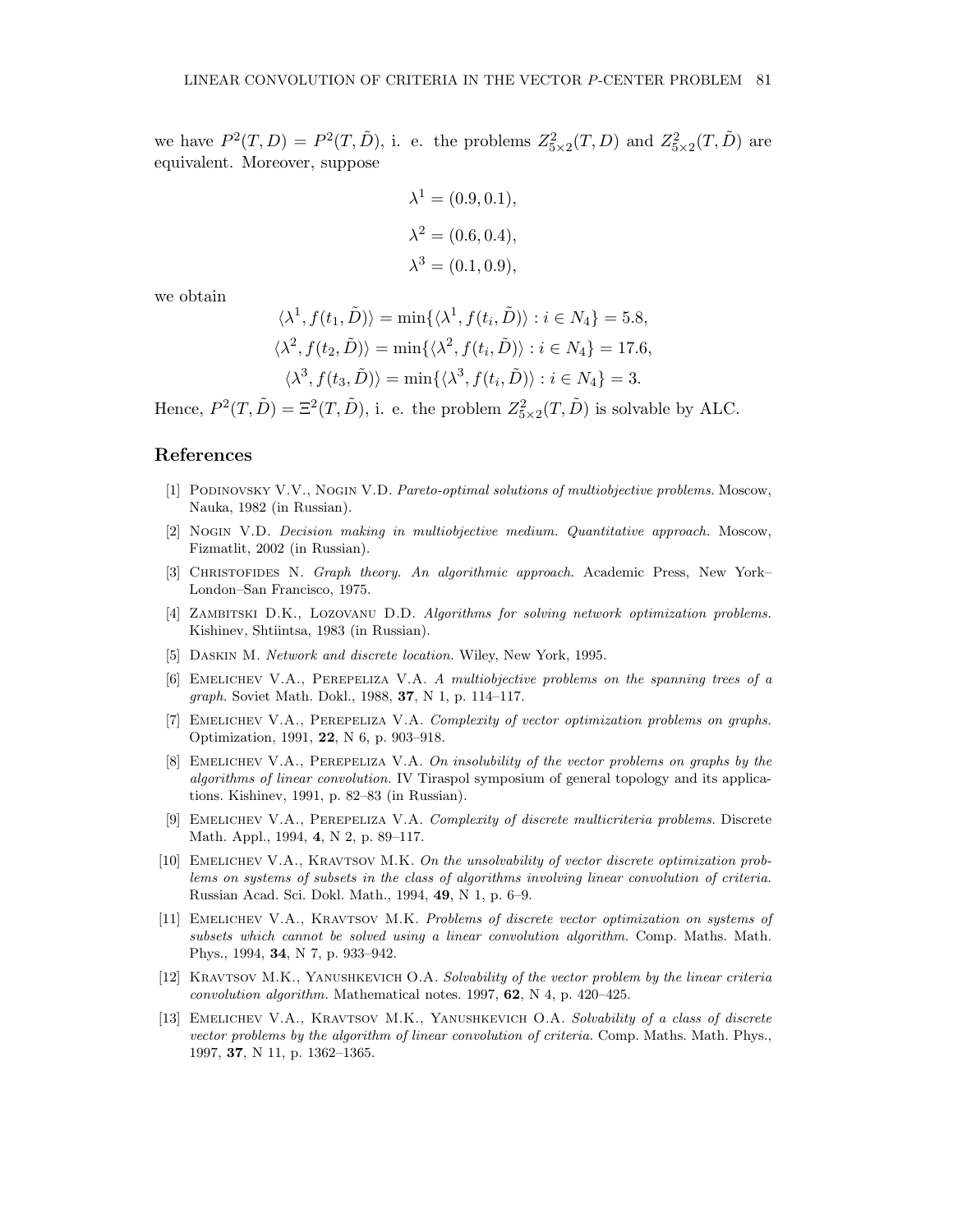we have $P^2(T, D) = P^2(T, \tilde{D})$, i. e. the problems $Z^2_{5\times 2}(T, D)$ and $Z^2_{5\times 2}(T, \tilde{D})$ are equivalent. Moreover, suppose

$$\lambda^1 = (0.9, 0.1),$$

$$\lambda^2 = (0.6, 0.4),$$

$$\lambda^3 = (0.1, 0.9),$$

we obtain

$$\langle \lambda^1, f(t_1, \tilde{D}) \rangle = \min\{\langle \lambda^1, f(t_i, \tilde{D}) \rangle : i \in N_4\} = 5.8,$$

$$\langle \lambda^2, f(t_2, \tilde{D}) \rangle = \min\{\langle \lambda^2, f(t_i, \tilde{D}) \rangle : i \in N_4\} = 17.6,$$

$$\langle \lambda^3, f(t_3, \tilde{D}) \rangle = \min\{\langle \lambda^3, f(t_i, \tilde{D}) \rangle : i \in N_4\} = 3.$$

Hence, $P^2(T, \tilde{D}) = \Xi^2(T, \tilde{D})$, i. e. the problem $Z^2_{5\times 2}(T, \tilde{D})$ is solvable by ALC.

## References

[1] Podinovsky V.V., Nogin V.D. *Pareto-optimal solutions of multiobjective problems.* Moscow, Nauka, 1982 (in Russian).

[2] Nogin V.D. *Decision making in multiobjective medium. Quantitative approach.* Moscow, Fizmatlit, 2002 (in Russian).

[3] Christofides N. *Graph theory. An algorithmic approach.* Academic Press, New York–London–San Francisco, 1975.

[4] Zambitski D.K., Lozovanu D.D. *Algorithms for solving network optimization problems.* Kishinev, Shtiintsa, 1983 (in Russian).

[5] Daskin M. *Network and discrete location.* Wiley, New York, 1995.

[6] Emelichev V.A., Perepeliza V.A. *A multiobjective problems on the spanning trees of a graph.* Soviet Math. Dokl., 1988, **37**, N 1, p. 114–117.

[7] Emelichev V.A., Perepeliza V.A. *Complexity of vector optimization problems on graphs.* Optimization, 1991, **22**, N 6, p. 903–918.

[8] Emelichev V.A., Perepeliza V.A. *On insolubility of the vector problems on graphs by the algorithms of linear convolution.* IV Tiraspol symposium of general topology and its applications. Kishinev, 1991, p. 82–83 (in Russian).

[9] Emelichev V.A., Perepeliza V.A. *Complexity of discrete multicriteria problems.* Discrete Math. Appl., 1994, **4**, N 2, p. 89–117.

[10] Emelichev V.A., Kravtsov M.K. *On the unsolvability of vector discrete optimization problems on systems of subsets in the class of algorithms involving linear convolution of criteria.* Russian Acad. Sci. Dokl. Math., 1994, **49**, N 1, p. 6–9.

[11] Emelichev V.A., Kravtsov M.K. *Problems of discrete vector optimization on systems of subsets which cannot be solved using a linear convolution algorithm.* Comp. Maths. Math. Phys., 1994, **34**, N 7, p. 933–942.

[12] Kravtsov M.K., Yanushkevich O.A. *Solvability of the vector problem by the linear criteria convolution algorithm.* Mathematical notes. 1997, **62**, N 4, p. 420–425.

[13] Emelichev V.A., Kravtsov M.K., Yanushkevich O.A. *Solvability of a class of discrete vector problems by the algorithm of linear convolution of criteria.* Comp. Maths. Math. Phys., 1997, **37**, N 11, p. 1362–1365.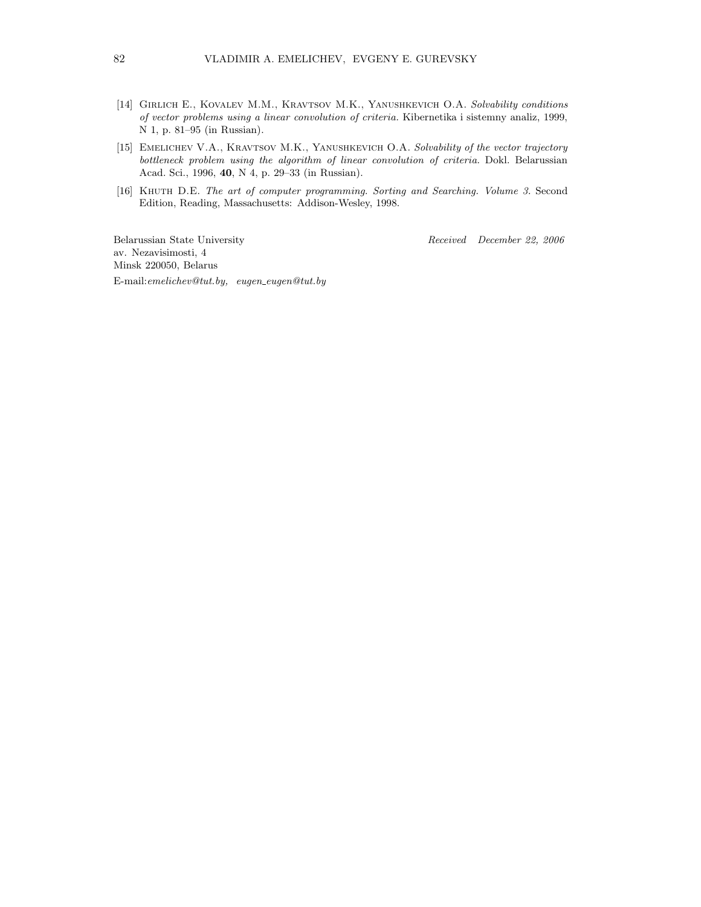[14] Girlich E., Kovalev M.M., Kravtsov M.K., Yanushkevich O.A. *Solvability conditions of vector problems using a linear convolution of criteria.* Kibernetika i sistemny analiz, 1999, N 1, p. 81–95 (in Russian).

[15] Emelichev V.A., Kravtsov M.K., Yanushkevich O.A. *Solvability of the vector trajectory bottleneck problem using the algorithm of linear convolution of criteria.* Dokl. Belarussian Acad. Sci., 1996, **40**, N 4, p. 29–33 (in Russian).

[16] Khuth D.E. *The art of computer programming. Sorting and Searching. Volume 3.* Second Edition, Reading, Massachusetts: Addison-Wesley, 1998.

Belarussian State University
av. Nezavisimosti, 4
Minsk 220050, Belarus
E-mail: *emelichev@tut.by, eugen_eugen@tut.by*

*Received December 22, 2006*